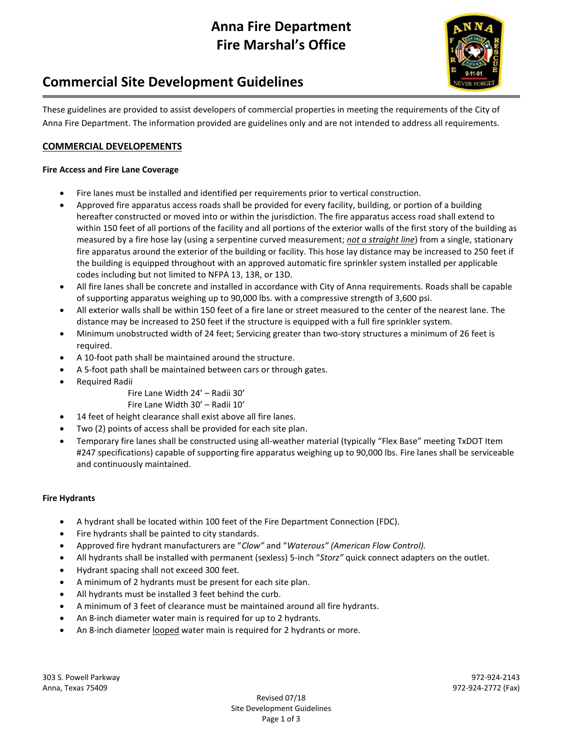# Anna Fire Department
# Fire Marshal's Office

## Commercial Site Development Guidelines

These guidelines are provided to assist developers of commercial properties in meeting the requirements of the City of Anna Fire Department. The information provided are guidelines only and are not intended to address all requirements.

### COMMERCIAL DEVELOPEMENTS

**Fire Access and Fire Lane Coverage**

- Fire lanes must be installed and identified per requirements prior to vertical construction.
- Approved fire apparatus access roads shall be provided for every facility, building, or portion of a building hereafter constructed or moved into or within the jurisdiction. The fire apparatus access road shall extend to within 150 feet of all portions of the facility and all portions of the exterior walls of the first story of the building as measured by a fire hose lay (using a serpentine curved measurement; *not a straight line*) from a single, stationary fire apparatus around the exterior of the building or facility. This hose lay distance may be increased to 250 feet if the building is equipped throughout with an approved automatic fire sprinkler system installed per applicable codes including but not limited to NFPA 13, 13R, or 13D.
- All fire lanes shall be concrete and installed in accordance with City of Anna requirements. Roads shall be capable of supporting apparatus weighing up to 90,000 lbs. with a compressive strength of 3,600 psi.
- All exterior walls shall be within 150 feet of a fire lane or street measured to the center of the nearest lane. The distance may be increased to 250 feet if the structure is equipped with a full fire sprinkler system.
- Minimum unobstructed width of 24 feet; Servicing greater than two-story structures a minimum of 26 feet is required.
- A 10-foot path shall be maintained around the structure.
- A 5-foot path shall be maintained between cars or through gates.
- Required Radii
  - Fire Lane Width 24' – Radii 30'
  - Fire Lane Width 30' – Radii 10'
- 14 feet of height clearance shall exist above all fire lanes.
- Two (2) points of access shall be provided for each site plan.
- Temporary fire lanes shall be constructed using all-weather material (typically "Flex Base" meeting TxDOT Item #247 specifications) capable of supporting fire apparatus weighing up to 90,000 lbs. Fire lanes shall be serviceable and continuously maintained.

**Fire Hydrants**

- A hydrant shall be located within 100 feet of the Fire Department Connection (FDC).
- Fire hydrants shall be painted to city standards.
- Approved fire hydrant manufacturers are "*Clow"* and "*Waterous" (American Flow Control).*
- All hydrants shall be installed with permanent (sexless) 5-inch "*Storz"* quick connect adapters on the outlet.
- Hydrant spacing shall not exceed 300 feet.
- A minimum of 2 hydrants must be present for each site plan.
- All hydrants must be installed 3 feet behind the curb.
- A minimum of 3 feet of clearance must be maintained around all fire hydrants.
- An 8-inch diameter water main is required for up to 2 hydrants.
- An 8-inch diameter looped water main is required for 2 hydrants or more.

303 S. Powell Parkway
Anna, Texas 75409

972-924-2143
972-924-2772 (Fax)

Revised 07/18
Site Development Guidelines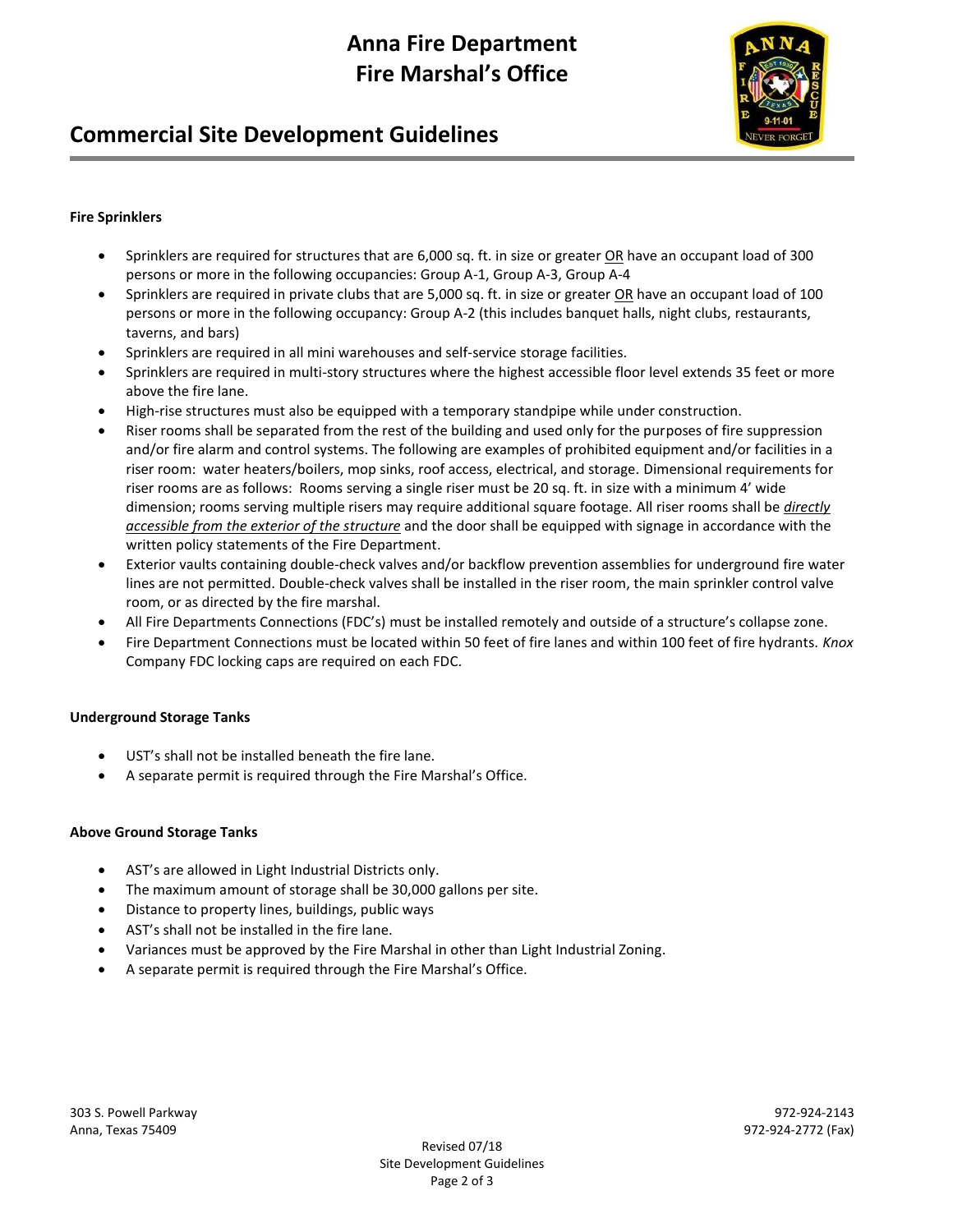# Anna Fire Department
# Fire Marshal's Office

## Commercial Site Development Guidelines

**Fire Sprinklers**

- Sprinklers are required for structures that are 6,000 sq. ft. in size or greater <u>OR</u> have an occupant load of 300 persons or more in the following occupancies: Group A-1, Group A-3, Group A-4
- Sprinklers are required in private clubs that are 5,000 sq. ft. in size or greater <u>OR</u> have an occupant load of 100 persons or more in the following occupancy: Group A-2 (this includes banquet halls, night clubs, restaurants, taverns, and bars)
- Sprinklers are required in all mini warehouses and self-service storage facilities.
- Sprinklers are required in multi-story structures where the highest accessible floor level extends 35 feet or more above the fire lane.
- High-rise structures must also be equipped with a temporary standpipe while under construction.
- Riser rooms shall be separated from the rest of the building and used only for the purposes of fire suppression and/or fire alarm and control systems. The following are examples of prohibited equipment and/or facilities in a riser room: water heaters/boilers, mop sinks, roof access, electrical, and storage. Dimensional requirements for riser rooms are as follows: Rooms serving a single riser must be 20 sq. ft. in size with a minimum 4' wide dimension; rooms serving multiple risers may require additional square footage. All riser rooms shall be <u>*directly accessible from the exterior of the structure*</u> and the door shall be equipped with signage in accordance with the written policy statements of the Fire Department.
- Exterior vaults containing double-check valves and/or backflow prevention assemblies for underground fire water lines are not permitted. Double-check valves shall be installed in the riser room, the main sprinkler control valve room, or as directed by the fire marshal.
- All Fire Departments Connections (FDC's) must be installed remotely and outside of a structure's collapse zone.
- Fire Department Connections must be located within 50 feet of fire lanes and within 100 feet of fire hydrants. *Knox* Company FDC locking caps are required on each FDC.

**Underground Storage Tanks**

- UST's shall not be installed beneath the fire lane.
- A separate permit is required through the Fire Marshal's Office.

**Above Ground Storage Tanks**

- AST's are allowed in Light Industrial Districts only.
- The maximum amount of storage shall be 30,000 gallons per site.
- Distance to property lines, buildings, public ways
- AST's shall not be installed in the fire lane.
- Variances must be approved by the Fire Marshal in other than Light Industrial Zoning.
- A separate permit is required through the Fire Marshal's Office.

303 S. Powell Parkway
Anna, Texas 75409

972-924-2143
972-924-2772 (Fax)

Revised 07/18
Site Development Guidelines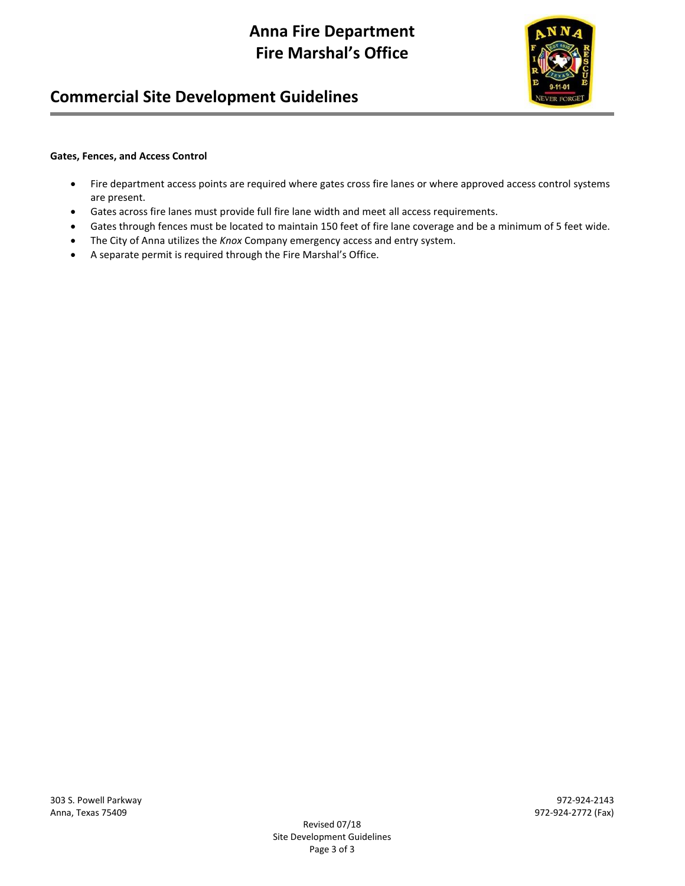**Gates, Fences, and Access Control**

- Fire department access points are required where gates cross fire lanes or where approved access control systems are present.
- Gates across fire lanes must provide full fire lane width and meet all access requirements.
- Gates through fences must be located to maintain 150 feet of fire lane coverage and be a minimum of 5 feet wide.
- The City of Anna utilizes the *Knox* Company emergency access and entry system.
- A separate permit is required through the Fire Marshal's Office.